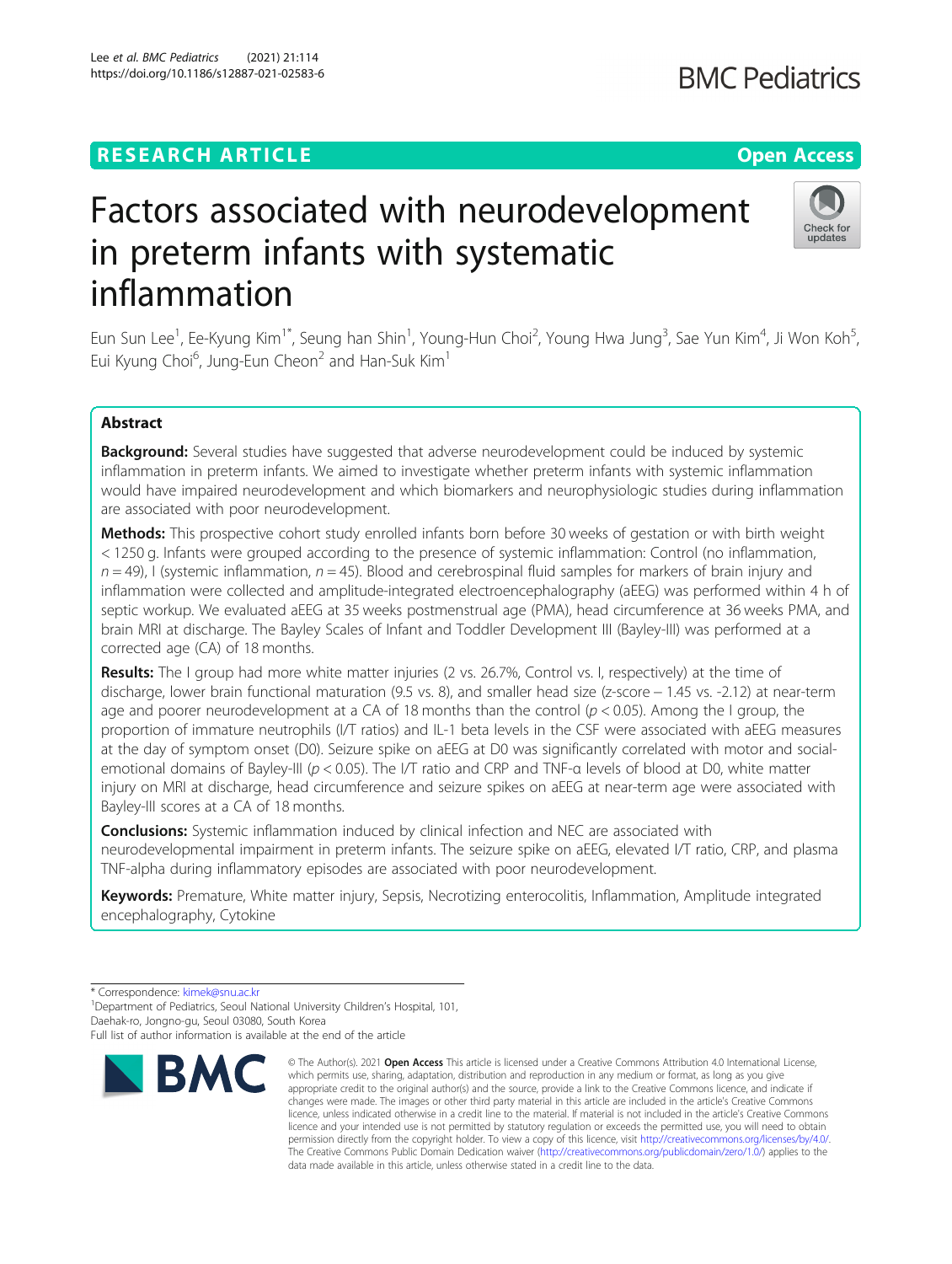RESEARCH ARTICLE

Open Access

# Factors associated with neurodevelopment in preterm infants with systematic inflammation

Eun Sun Lee[1], Ee-Kyung Kim[1*], Seung han Shin[1], Young-Hun Choi[2], Young Hwa Jung[3], Sae Yun Kim[4], Ji Won Koh[5], Eui Kyung Choi[6], Jung-Eun Cheon[2] and Han-Suk Kim[1]

## Abstract

**Background:** Several studies have suggested that adverse neurodevelopment could be induced by systemic inflammation in preterm infants. We aimed to investigate whether preterm infants with systemic inflammation would have impaired neurodevelopment and which biomarkers and neurophysiologic studies during inflammation are associated with poor neurodevelopment.

**Methods:** This prospective cohort study enrolled infants born before 30 weeks of gestation or with birth weight < 1250 g. Infants were grouped according to the presence of systemic inflammation: Control (no inflammation, $n = 49$), I (systemic inflammation, $n = 45$). Blood and cerebrospinal fluid samples for markers of brain injury and inflammation were collected and amplitude-integrated electroencephalography (aEEG) was performed within 4 h of septic workup. We evaluated aEEG at 35 weeks postmenstrual age (PMA), head circumference at 36 weeks PMA, and brain MRI at discharge. The Bayley Scales of Infant and Toddler Development III (Bayley-III) was performed at a corrected age (CA) of 18 months.

**Results:** The I group had more white matter injuries (2 vs. 26.7%, Control vs. I, respectively) at the time of discharge, lower brain functional maturation (9.5 vs. 8), and smaller head size (z-score − 1.45 vs. -2.12) at near-term age and poorer neurodevelopment at a CA of 18 months than the control ($p < 0.05$). Among the I group, the proportion of immature neutrophils (I/T ratios) and IL-1 beta levels in the CSF were associated with aEEG measures at the day of symptom onset (D0). Seizure spike on aEEG at D0 was significantly correlated with motor and social-emotional domains of Bayley-III ($p < 0.05$). The I/T ratio and CRP and TNF-α levels of blood at D0, white matter injury on MRI at discharge, head circumference and seizure spikes on aEEG at near-term age were associated with Bayley-III scores at a CA of 18 months.

**Conclusions:** Systemic inflammation induced by clinical infection and NEC are associated with neurodevelopmental impairment in preterm infants. The seizure spike on aEEG, elevated I/T ratio, CRP, and plasma TNF-alpha during inflammatory episodes are associated with poor neurodevelopment.

**Keywords:** Premature, White matter injury, Sepsis, Necrotizing enterocolitis, Inflammation, Amplitude integrated encephalography, Cytokine

---

* Correspondence: kimek@snu.ac.kr
[1]Department of Pediatrics, Seoul National University Children's Hospital, 101, Daehak-ro, Jongno-gu, Seoul 03080, South Korea
Full list of author information is available at the end of the article

© The Author(s). 2021 **Open Access** This article is licensed under a Creative Commons Attribution 4.0 International License, which permits use, sharing, adaptation, distribution and reproduction in any medium or format, as long as you give appropriate credit to the original author(s) and the source, provide a link to the Creative Commons licence, and indicate if changes were made. The images or other third party material in this article are included in the article's Creative Commons licence, unless indicated otherwise in a credit line to the material. If material is not included in the article's Creative Commons licence and your intended use is not permitted by statutory regulation or exceeds the permitted use, you will need to obtain permission directly from the copyright holder. To view a copy of this licence, visit http://creativecommons.org/licenses/by/4.0/. The Creative Commons Public Domain Dedication waiver (http://creativecommons.org/publicdomain/zero/1.0/) applies to the data made available in this article, unless otherwise stated in a credit line to the data.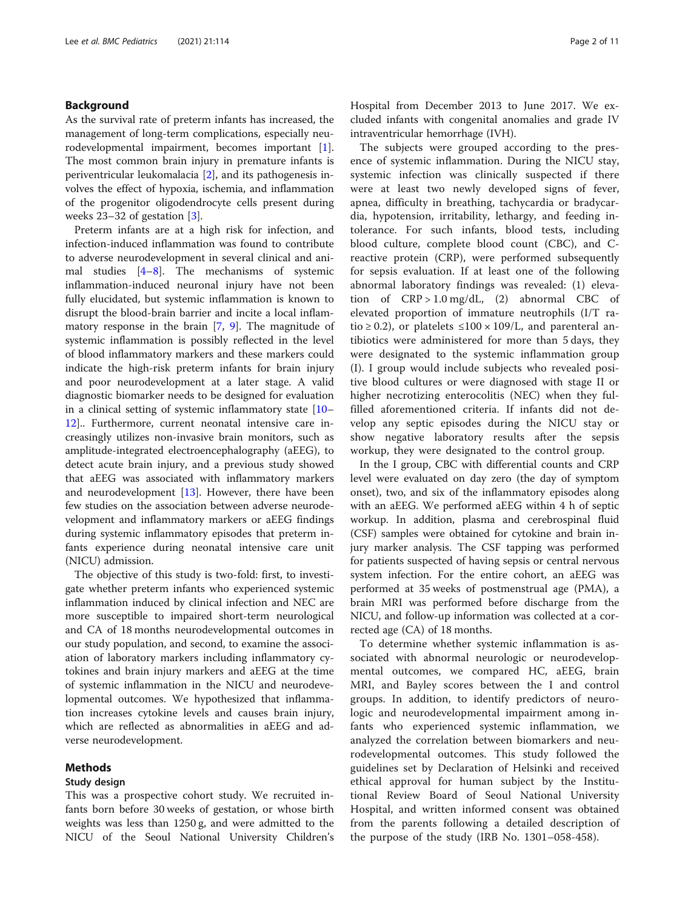## Background

As the survival rate of preterm infants has increased, the management of long-term complications, especially neurodevelopmental impairment, becomes important [1]. The most common brain injury in premature infants is periventricular leukomalacia [2], and its pathogenesis involves the effect of hypoxia, ischemia, and inflammation of the progenitor oligodendrocyte cells present during weeks 23–32 of gestation [3].

Preterm infants are at a high risk for infection, and infection-induced inflammation was found to contribute to adverse neurodevelopment in several clinical and animal studies [4–8]. The mechanisms of systemic inflammation-induced neuronal injury have not been fully elucidated, but systemic inflammation is known to disrupt the blood-brain barrier and incite a local inflammatory response in the brain [7, 9]. The magnitude of systemic inflammation is possibly reflected in the level of blood inflammatory markers and these markers could indicate the high-risk preterm infants for brain injury and poor neurodevelopment at a later stage. A valid diagnostic biomarker needs to be designed for evaluation in a clinical setting of systemic inflammatory state [10–12].. Furthermore, current neonatal intensive care increasingly utilizes non-invasive brain monitors, such as amplitude-integrated electroencephalography (aEEG), to detect acute brain injury, and a previous study showed that aEEG was associated with inflammatory markers and neurodevelopment [13]. However, there have been few studies on the association between adverse neurodevelopment and inflammatory markers or aEEG findings during systemic inflammatory episodes that preterm infants experience during neonatal intensive care unit (NICU) admission.

The objective of this study is two-fold: first, to investigate whether preterm infants who experienced systemic inflammation induced by clinical infection and NEC are more susceptible to impaired short-term neurological and CA of 18 months neurodevelopmental outcomes in our study population, and second, to examine the association of laboratory markers including inflammatory cytokines and brain injury markers and aEEG at the time of systemic inflammation in the NICU and neurodevelopmental outcomes. We hypothesized that inflammation increases cytokine levels and causes brain injury, which are reflected as abnormalities in aEEG and adverse neurodevelopment.

## Methods

### Study design

This was a prospective cohort study. We recruited infants born before 30 weeks of gestation, or whose birth weights was less than 1250 g, and were admitted to the NICU of the Seoul National University Children's Hospital from December 2013 to June 2017. We excluded infants with congenital anomalies and grade IV intraventricular hemorrhage (IVH).

The subjects were grouped according to the presence of systemic inflammation. During the NICU stay, systemic infection was clinically suspected if there were at least two newly developed signs of fever, apnea, difficulty in breathing, tachycardia or bradycardia, hypotension, irritability, lethargy, and feeding intolerance. For such infants, blood tests, including blood culture, complete blood count (CBC), and C-reactive protein (CRP), were performed subsequently for sepsis evaluation. If at least one of the following abnormal laboratory findings was revealed: (1) elevation of CRP > 1.0 mg/dL, (2) abnormal CBC of elevated proportion of immature neutrophils (I/T ratio ≥ 0.2), or platelets ≤100 × 109/L, and parenteral antibiotics were administered for more than 5 days, they were designated to the systemic inflammation group (I). I group would include subjects who revealed positive blood cultures or were diagnosed with stage II or higher necrotizing enterocolitis (NEC) when they fulfilled aforementioned criteria. If infants did not develop any septic episodes during the NICU stay or show negative laboratory results after the sepsis workup, they were designated to the control group.

In the I group, CBC with differential counts and CRP level were evaluated on day zero (the day of symptom onset), two, and six of the inflammatory episodes along with an aEEG. We performed aEEG within 4 h of septic workup. In addition, plasma and cerebrospinal fluid (CSF) samples were obtained for cytokine and brain injury marker analysis. The CSF tapping was performed for patients suspected of having sepsis or central nervous system infection. For the entire cohort, an aEEG was performed at 35 weeks of postmenstrual age (PMA), a brain MRI was performed before discharge from the NICU, and follow-up information was collected at a corrected age (CA) of 18 months.

To determine whether systemic inflammation is associated with abnormal neurologic or neurodevelopmental outcomes, we compared HC, aEEG, brain MRI, and Bayley scores between the I and control groups. In addition, to identify predictors of neurologic and neurodevelopmental impairment among infants who experienced systemic inflammation, we analyzed the correlation between biomarkers and neurodevelopmental outcomes. This study followed the guidelines set by Declaration of Helsinki and received ethical approval for human subject by the Institutional Review Board of Seoul National University Hospital, and written informed consent was obtained from the parents following a detailed description of the purpose of the study (IRB No. 1301–058-458).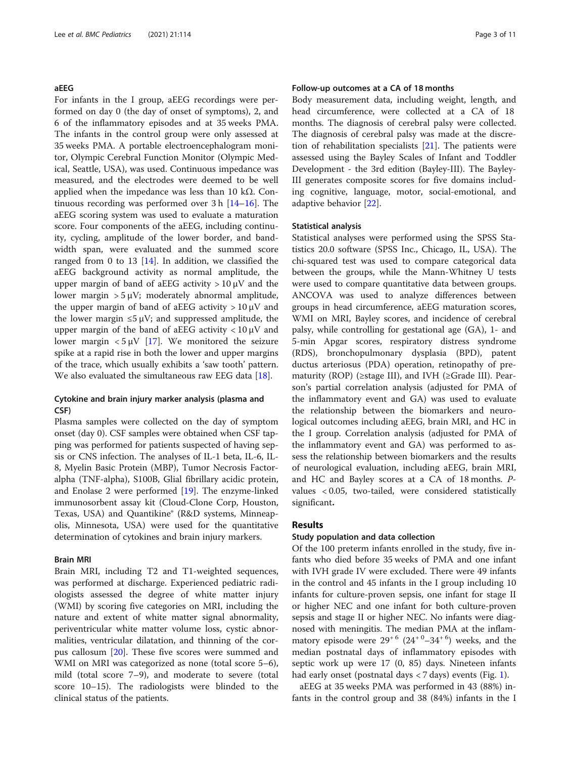### aEEG

For infants in the I group, aEEG recordings were performed on day 0 (the day of onset of symptoms), 2, and 6 of the inflammatory episodes and at 35 weeks PMA. The infants in the control group were only assessed at 35 weeks PMA. A portable electroencephalogram monitor, Olympic Cerebral Function Monitor (Olympic Medical, Seattle, USA), was used. Continuous impedance was measured, and the electrodes were deemed to be well applied when the impedance was less than 10 kΩ. Continuous recording was performed over 3 h [14–16]. The aEEG scoring system was used to evaluate a maturation score. Four components of the aEEG, including continuity, cycling, amplitude of the lower border, and bandwidth span, were evaluated and the summed score ranged from 0 to 13 [14]. In addition, we classified the aEEG background activity as normal amplitude, the upper margin of band of aEEG activity $> 10\,\mu V$ and the lower margin $> 5\,\mu V$; moderately abnormal amplitude, the upper margin of band of aEEG activity $> 10\,\mu V$ and the lower margin $\leq 5\,\mu V$; and suppressed amplitude, the upper margin of the band of aEEG activity $< 10\,\mu V$ and lower margin $< 5\,\mu V$ [17]. We monitored the seizure spike at a rapid rise in both the lower and upper margins of the trace, which usually exhibits a 'saw tooth' pattern. We also evaluated the simultaneous raw EEG data [18].

### Cytokine and brain injury marker analysis (plasma and CSF)

Plasma samples were collected on the day of symptom onset (day 0). CSF samples were obtained when CSF tapping was performed for patients suspected of having sepsis or CNS infection. The analyses of IL-1 beta, IL-6, IL-8, Myelin Basic Protein (MBP), Tumor Necrosis Factor-alpha (TNF-alpha), S100B, Glial fibrillary acidic protein, and Enolase 2 were performed [19]. The enzyme-linked immunosorbent assay kit (Cloud-Clone Corp, Houston, Texas, USA) and Quantikine® (R&D systems, Minneapolis, Minnesota, USA) were used for the quantitative determination of cytokines and brain injury markers.

### Brain MRI

Brain MRI, including T2 and T1-weighted sequences, was performed at discharge. Experienced pediatric radiologists assessed the degree of white matter injury (WMI) by scoring five categories on MRI, including the nature and extent of white matter signal abnormality, periventricular white matter volume loss, cystic abnormalities, ventricular dilatation, and thinning of the corpus callosum [20]. These five scores were summed and WMI on MRI was categorized as none (total score 5–6), mild (total score 7–9), and moderate to severe (total score 10–15). The radiologists were blinded to the clinical status of the patients.

### Follow-up outcomes at a CA of 18 months

Body measurement data, including weight, length, and head circumference, were collected at a CA of 18 months. The diagnosis of cerebral palsy were collected. The diagnosis of cerebral palsy was made at the discretion of rehabilitation specialists [21]. The patients were assessed using the Bayley Scales of Infant and Toddler Development - the 3rd edition (Bayley-III). The Bayley-III generates composite scores for five domains including cognitive, language, motor, social-emotional, and adaptive behavior [22].

### Statistical analysis

Statistical analyses were performed using the SPSS Statistics 20.0 software (SPSS Inc., Chicago, IL, USA). The chi-squared test was used to compare categorical data between the groups, while the Mann-Whitney U tests were used to compare quantitative data between groups. ANCOVA was used to analyze differences between groups in head circumference, aEEG maturation scores, WMI on MRI, Bayley scores, and incidence of cerebral palsy, while controlling for gestational age (GA), 1- and 5-min Apgar scores, respiratory distress syndrome (RDS), bronchopulmonary dysplasia (BPD), patent ductus arteriosus (PDA) operation, retinopathy of prematurity (ROP) (≥stage III), and IVH (≥Grade III). Pearson's partial correlation analysis (adjusted for PMA of the inflammatory event and GA) was used to evaluate the relationship between the biomarkers and neurological outcomes including aEEG, brain MRI, and HC in the I group. Correlation analysis (adjusted for PMA of the inflammatory event and GA) was performed to assess the relationship between biomarkers and the results of neurological evaluation, including aEEG, brain MRI, and HC and Bayley scores at a CA of 18 months. *P*-values $< 0.05$, two-tailed, were considered statistically significant.

## Results

### Study population and data collection

Of the 100 preterm infants enrolled in the study, five infants who died before 35 weeks of PMA and one infant with IVH grade IV were excluded. There were 49 infants in the control and 45 infants in the I group including 10 infants for culture-proven sepsis, one infant for stage II or higher NEC and one infant for both culture-proven sepsis and stage II or higher NEC. No infants were diagnosed with meningitis. The median PMA at the inflammatory episode were $29^{+6}$ ($24^{+0}$–$34^{+6}$) weeks, and the median postnatal days of inflammatory episodes with septic work up were 17 (0, 85) days. Nineteen infants had early onset (postnatal days < 7 days) events (Fig. 1).

aEEG at 35 weeks PMA was performed in 43 (88%) infants in the control group and 38 (84%) infants in the I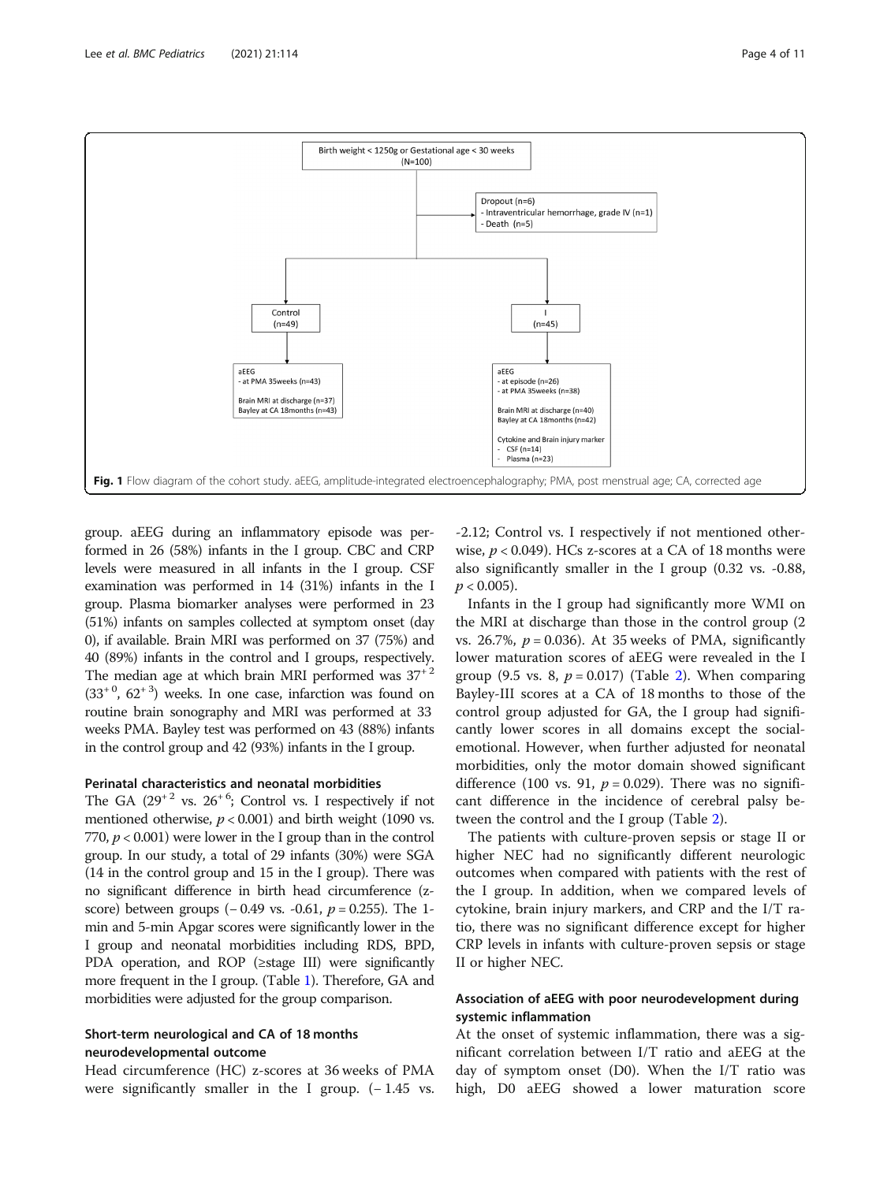Birth weight < 1250g or Gestational age < 30 weeks (N=100)

Dropout (n=6)
- Intraventricular hemorrhage, grade IV (n=1)
- Death (n=5)

Control (n=49)

aEEG
- at PMA 35weeks (n=43)

Brain MRI at discharge (n=37)
Bayley at CA 18months (n=43)

I (n=45)

aEEG
- at episode (n=26)
- at PMA 35weeks (n=38)

Brain MRI at discharge (n=40)
Bayley at CA 18months (n=42)

Cytokine and Brain injury marker
- CSF (n=14)
- Plasma (n=23)

**Fig. 1** Flow diagram of the cohort study. aEEG, amplitude-integrated electroencephalography; PMA, post menstrual age; CA, corrected age

group. aEEG during an inflammatory episode was performed in 26 (58%) infants in the I group. CBC and CRP levels were measured in all infants in the I group. CSF examination was performed in 14 (31%) infants in the I group. Plasma biomarker analyses were performed in 23 (51%) infants on samples collected at symptom onset (day 0), if available. Brain MRI was performed on 37 (75%) and 40 (89%) infants in the control and I groups, respectively. The median age at which brain MRI performed was $37^{+2}$ ($33^{+0}$, $62^{+3}$) weeks. In one case, infarction was found on routine brain sonography and MRI was performed at 33 weeks PMA. Bayley test was performed on 43 (88%) infants in the control group and 42 (93%) infants in the I group.

### Perinatal characteristics and neonatal morbidities

The GA ($29^{+2}$ vs. $26^{+6}$; Control vs. I respectively if not mentioned otherwise, $p < 0.001$) and birth weight (1090 vs. 770, $p < 0.001$) were lower in the I group than in the control group. In our study, a total of 29 infants (30%) were SGA (14 in the control group and 15 in the I group). There was no significant difference in birth head circumference (z-score) between groups (− 0.49 vs. -0.61, $p = 0.255$). The 1-min and 5-min Apgar scores were significantly lower in the I group and neonatal morbidities including RDS, BPD, PDA operation, and ROP (≥stage III) were significantly more frequent in the I group. (Table 1). Therefore, GA and morbidities were adjusted for the group comparison.

### Short-term neurological and CA of 18 months neurodevelopmental outcome

Head circumference (HC) z-scores at 36 weeks of PMA were significantly smaller in the I group. (− 1.45 vs. -2.12; Control vs. I respectively if not mentioned otherwise, $p < 0.049$). HCs z-scores at a CA of 18 months were also significantly smaller in the I group (0.32 vs. -0.88, $p < 0.005$).

Infants in the I group had significantly more WMI on the MRI at discharge than those in the control group (2 vs. 26.7%, $p = 0.036$). At 35 weeks of PMA, significantly lower maturation scores of aEEG were revealed in the I group (9.5 vs. 8, $p = 0.017$) (Table 2). When comparing Bayley-III scores at a CA of 18 months to those of the control group adjusted for GA, the I group had significantly lower scores in all domains except the social-emotional. However, when further adjusted for neonatal morbidities, only the motor domain showed significant difference (100 vs. 91, $p = 0.029$). There was no significant difference in the incidence of cerebral palsy between the control and the I group (Table 2).

The patients with culture-proven sepsis or stage II or higher NEC had no significantly different neurologic outcomes when compared with patients with the rest of the I group. In addition, when we compared levels of cytokine, brain injury markers, and CRP and the I/T ratio, there was no significant difference except for higher CRP levels in infants with culture-proven sepsis or stage II or higher NEC.

### Association of aEEG with poor neurodevelopment during systemic inflammation

At the onset of systemic inflammation, there was a significant correlation between I/T ratio and aEEG at the day of symptom onset (D0). When the I/T ratio was high, D0 aEEG showed a lower maturation score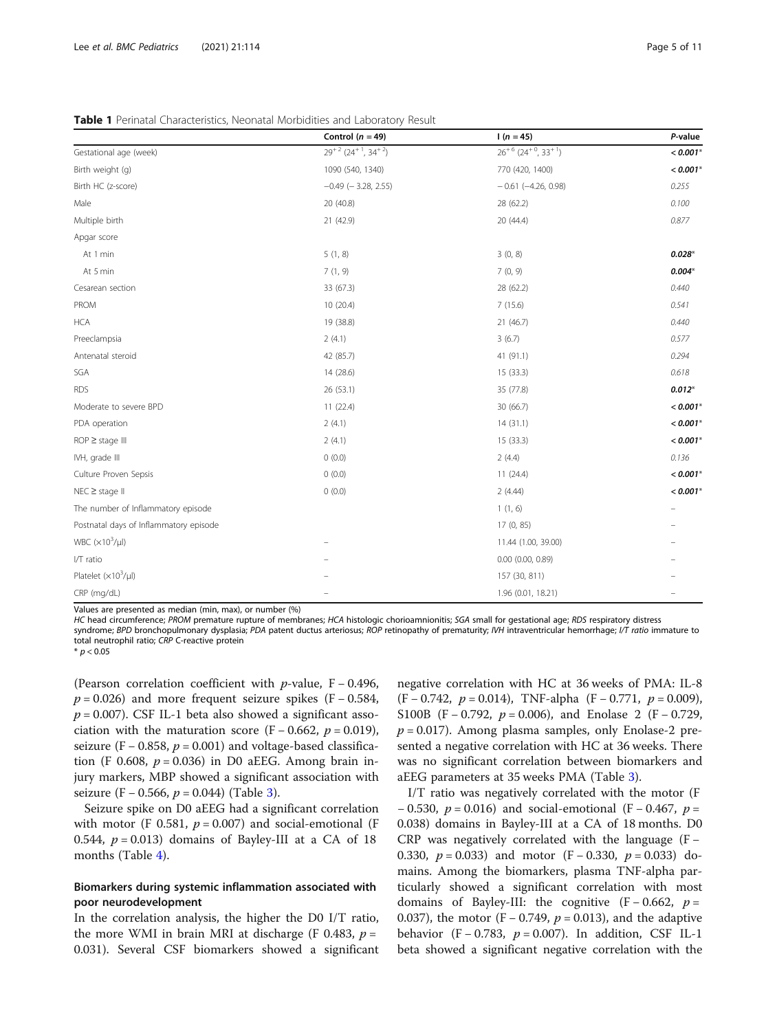**Table 1** Perinatal Characteristics, Neonatal Morbidities and Laboratory Result

| | Control ($n$ = 49) | I ($n$ = 45) | $P$-value |
|---|---|---|---|
| Gestational age (week) | $29^{+2}$ ($24^{+1}$, $34^{+2}$) | $26^{+6}$ ($24^{+0}$, $33^{+1}$) | ***< 0.001**** |
| Birth weight (g) | 1090 (540, 1340) | 770 (420, 1400) | ***< 0.001**** |
| Birth HC (z-score) | −0.49 (− 3.28, 2.55) | − 0.61 (−4.26, 0.98) | *0.255* |
| Male | 20 (40.8) | 28 (62.2) | *0.100* |
| Multiple birth | 21 (42.9) | 20 (44.4) | *0.877* |
| Apgar score | | | |
| At 1 min | 5 (1, 8) | 3 (0, 8) | ***0.028**** |
| At 5 min | 7 (1, 9) | 7 (0, 9) | ***0.004**** |
| Cesarean section | 33 (67.3) | 28 (62.2) | *0.440* |
| PROM | 10 (20.4) | 7 (15.6) | *0.541* |
| HCA | 19 (38.8) | 21 (46.7) | *0.440* |
| Preeclampsia | 2 (4.1) | 3 (6.7) | *0.577* |
| Antenatal steroid | 42 (85.7) | 41 (91.1) | *0.294* |
| SGA | 14 (28.6) | 15 (33.3) | *0.618* |
| RDS | 26 (53.1) | 35 (77.8) | ***0.012**** |
| Moderate to severe BPD | 11 (22.4) | 30 (66.7) | ***< 0.001**** |
| PDA operation | 2 (4.1) | 14 (31.1) | ***< 0.001**** |
| ROP ≥ stage III | 2 (4.1) | 15 (33.3) | ***< 0.001**** |
| IVH, grade III | 0 (0.0) | 2 (4.4) | *0.136* |
| Culture Proven Sepsis | 0 (0.0) | 11 (24.4) | ***< 0.001**** |
| NEC ≥ stage II | 0 (0.0) | 2 (4.44) | ***< 0.001**** |
| The number of Inflammatory episode | | 1 (1, 6) | – |
| Postnatal days of Inflammatory episode | | 17 (0, 85) | – |
| WBC ($\times 10^3$/μl) | – | 11.44 (1.00, 39.00) | – |
| I/T ratio | – | 0.00 (0.00, 0.89) | – |
| Platelet ($\times 10^3$/μl) | – | 157 (30, 811) | – |
| CRP (mg/dL) | – | 1.96 (0.01, 18.21) | – |

Values are presented as median (min, max), or number (%)

*HC* head circumference; *PROM* premature rupture of membranes; *HCA* histologic chorioamnionitis; *SGA* small for gestational age; *RDS* respiratory distress syndrome; *BPD* bronchopulmonary dysplasia; *PDA* patent ductus arteriosus; *ROP* retinopathy of prematurity; *IVH* intraventricular hemorrhage; *I/T ratio* immature to total neutrophil ratio; *CRP* C-reactive protein

* $p < 0.05$

(Pearson correlation coefficient with $p$-value, F − 0.496, $p = 0.026$) and more frequent seizure spikes (F − 0.584, $p = 0.007$). CSF IL-1 beta also showed a significant association with the maturation score (F − 0.662, $p = 0.019$), seizure (F − 0.858, $p = 0.001$) and voltage-based classification (F 0.608, $p = 0.036$) in D0 aEEG. Among brain injury markers, MBP showed a significant association with seizure (F − 0.566, $p = 0.044$) (Table 3).

Seizure spike on D0 aEEG had a significant correlation with motor (F 0.581, $p = 0.007$) and social-emotional (F 0.544, $p = 0.013$) domains of Bayley-III at a CA of 18 months (Table 4).

## Biomarkers during systemic inflammation associated with poor neurodevelopment

In the correlation analysis, the higher the D0 I/T ratio, the more WMI in brain MRI at discharge (F 0.483, $p = 0.031$). Several CSF biomarkers showed a significant negative correlation with HC at 36 weeks of PMA: IL-8 (F − 0.742, $p = 0.014$), TNF-alpha (F − 0.771, $p = 0.009$), S100B (F − 0.792, $p = 0.006$), and Enolase 2 (F − 0.729, $p = 0.017$). Among plasma samples, only Enolase-2 presented a negative correlation with HC at 36 weeks. There was no significant correlation between biomarkers and aEEG parameters at 35 weeks PMA (Table 3).

I/T ratio was negatively correlated with the motor (F − 0.530, $p = 0.016$) and social-emotional (F − 0.467, $p = 0.038$) domains in Bayley-III at a CA of 18 months. D0 CRP was negatively correlated with the language (F − 0.330, $p = 0.033$) and motor (F − 0.330, $p = 0.033$) domains. Among the biomarkers, plasma TNF-alpha particularly showed a significant correlation with most domains of Bayley-III: the cognitive (F − 0.662, $p = 0.037$), the motor (F − 0.749, $p = 0.013$), and the adaptive behavior (F − 0.783, $p = 0.007$). In addition, CSF IL-1 beta showed a significant negative correlation with the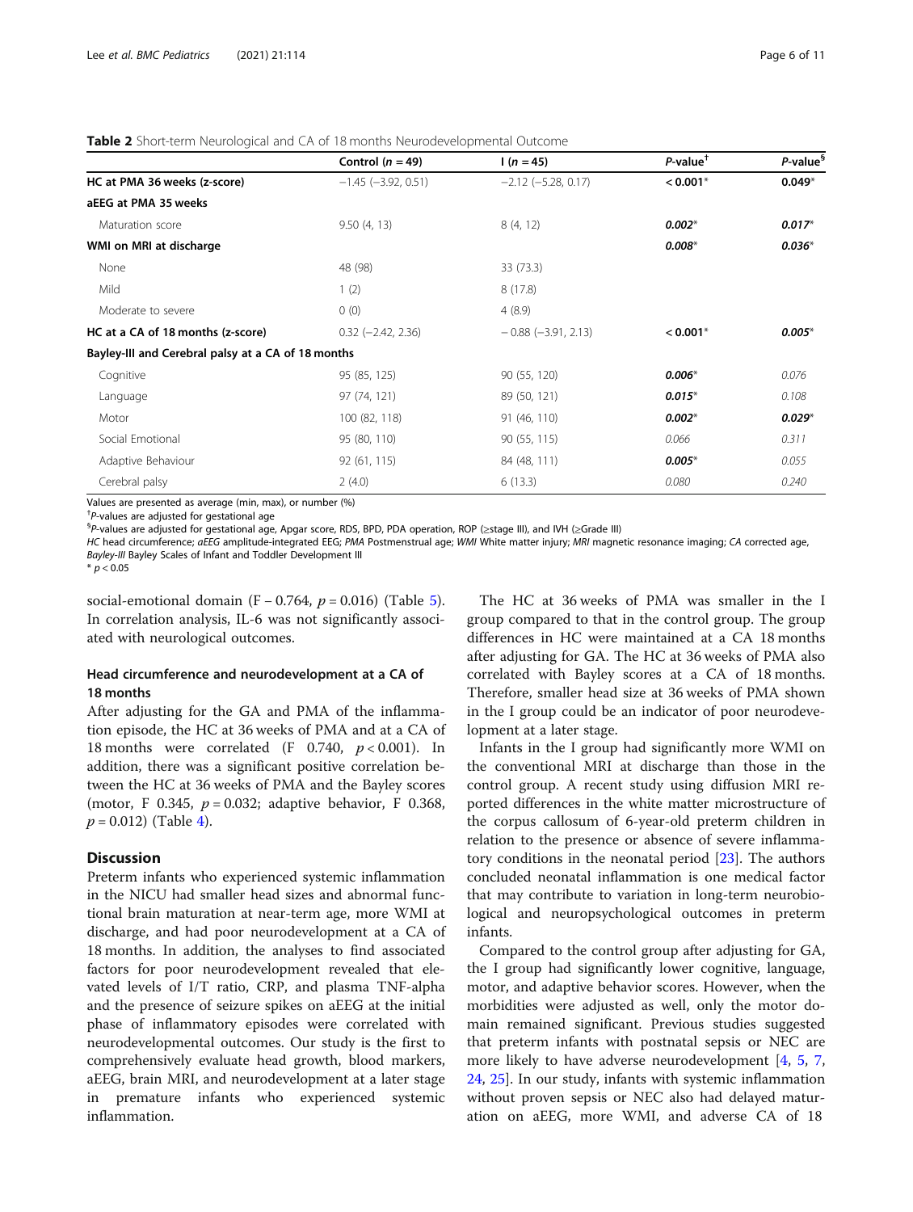**Table 2** Short-term Neurological and CA of 18 months Neurodevelopmental Outcome

| | Control ($n$ = 49) | I ($n$ = 45) | $P$-value[†] | $P$-value[§] |
|---|---|---|---|---|
| **HC at PMA 36 weeks (z-score)** | −1.45 (−3.92, 0.51) | −2.12 (−5.28, 0.17) | **< 0.001*** | **0.049*** |
| **aEEG at PMA 35 weeks** | | | | |
| Maturation score | 9.50 (4, 13) | 8 (4, 12) | ***0.002**** | ***0.017**** |
| **WMI on MRI at discharge** | | | ***0.008**** | ***0.036**** |
| None | 48 (98) | 33 (73.3) | | |
| Mild | 1 (2) | 8 (17.8) | | |
| Moderate to severe | 0 (0) | 4 (8.9) | | |
| **HC at a CA of 18 months (z-score)** | 0.32 (−2.42, 2.36) | − 0.88 (−3.91, 2.13) | **< 0.001*** | ***0.005**** |
| **Bayley-III and Cerebral palsy at a CA of 18 months** | | | | |
| Cognitive | 95 (85, 125) | 90 (55, 120) | ***0.006**** | *0.076* |
| Language | 97 (74, 121) | 89 (50, 121) | ***0.015**** | *0.108* |
| Motor | 100 (82, 118) | 91 (46, 110) | ***0.002**** | ***0.029**** |
| Social Emotional | 95 (80, 110) | 90 (55, 115) | *0.066* | *0.311* |
| Adaptive Behaviour | 92 (61, 115) | 84 (48, 111) | ***0.005**** | *0.055* |
| Cerebral palsy | 2 (4.0) | 6 (13.3) | *0.080* | *0.240* |

Values are presented as average (min, max), or number (%)

[†]$P$-values are adjusted for gestational age

[§]$P$-values are adjusted for gestational age, Apgar score, RDS, BPD, PDA operation, ROP (≥stage III), and IVH (≥Grade III)

*HC* head circumference; *aEEG* amplitude-integrated EEG; *PMA* Postmenstrual age; *WMI* White matter injury; *MRI* magnetic resonance imaging; *CA* corrected age, *Bayley-III* Bayley Scales of Infant and Toddler Development III

* $p < 0.05$

social-emotional domain (F − 0.764, $p = 0.016$) (Table 5). In correlation analysis, IL-6 was not significantly associated with neurological outcomes.

### Head circumference and neurodevelopment at a CA of 18 months

After adjusting for the GA and PMA of the inflammation episode, the HC at 36 weeks of PMA and at a CA of 18 months were correlated (F 0.740, $p < 0.001$). In addition, there was a significant positive correlation between the HC at 36 weeks of PMA and the Bayley scores (motor, F 0.345, $p = 0.032$; adaptive behavior, F 0.368, $p = 0.012$) (Table 4).

## Discussion

Preterm infants who experienced systemic inflammation in the NICU had smaller head sizes and abnormal functional brain maturation at near-term age, more WMI at discharge, and had poor neurodevelopment at a CA of 18 months. In addition, the analyses to find associated factors for poor neurodevelopment revealed that elevated levels of I/T ratio, CRP, and plasma TNF-alpha and the presence of seizure spikes on aEEG at the initial phase of inflammatory episodes were correlated with neurodevelopmental outcomes. Our study is the first to comprehensively evaluate head growth, blood markers, aEEG, brain MRI, and neurodevelopment at a later stage in premature infants who experienced systemic inflammation.

The HC at 36 weeks of PMA was smaller in the I group compared to that in the control group. The group differences in HC were maintained at a CA 18 months after adjusting for GA. The HC at 36 weeks of PMA also correlated with Bayley scores at a CA of 18 months. Therefore, smaller head size at 36 weeks of PMA shown in the I group could be an indicator of poor neurodevelopment at a later stage.

Infants in the I group had significantly more WMI on the conventional MRI at discharge than those in the control group. A recent study using diffusion MRI reported differences in the white matter microstructure of the corpus callosum of 6-year-old preterm children in relation to the presence or absence of severe inflammatory conditions in the neonatal period [23]. The authors concluded neonatal inflammation is one medical factor that may contribute to variation in long-term neurobiological and neuropsychological outcomes in preterm infants.

Compared to the control group after adjusting for GA, the I group had significantly lower cognitive, language, motor, and adaptive behavior scores. However, when the morbidities were adjusted as well, only the motor domain remained significant. Previous studies suggested that preterm infants with postnatal sepsis or NEC are more likely to have adverse neurodevelopment [4, 5, 7, 24, 25]. In our study, infants with systemic inflammation without proven sepsis or NEC also had delayed maturation on aEEG, more WMI, and adverse CA of 18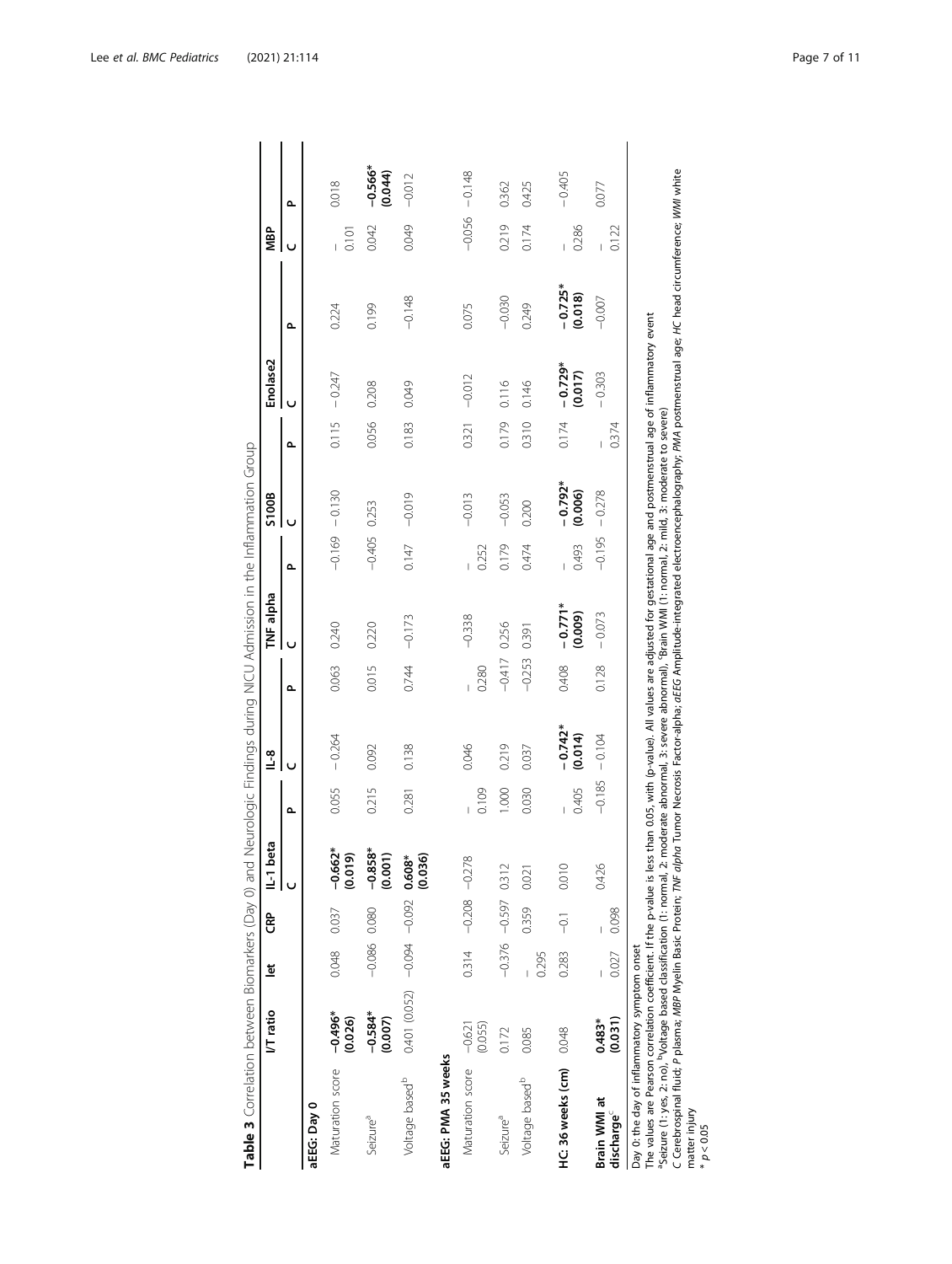**Table 3** Correlation between Biomarkers (Day 0) and Neurologic Findings during NICU Admission in the Inflammation Group

| | I/T ratio | Iet | CRP | IL-1 beta | | IL-8 | | TNF alpha | | S100B | | Enolase2 | | MBP | |
|---|---|---|---|---|---|---|---|---|---|---|---|---|---|---|---|
| | | | | C | P | C | P | C | P | C | P | C | P | C | P |
| **aEEG: Day 0** | | | | | | | | | | | | | | | |
| Maturation score | **−0.496* (0.026)** | 0.048 | 0.037 | **−0.662* (0.019)** | 0.055 | −0.264 | 0.063 | 0.240 | −0.169 | −0.130 | 0.115 | −0.247 | 0.224 | −0.101 | 0.018 |
| Seizure[a] | **−0.584* (0.007)** | −0.086 | 0.080 | **−0.858* (0.001)** | 0.215 | 0.092 | 0.015 | 0.220 | −0.405 | 0.253 | 0.056 | 0.208 | 0.199 | 0.042 | **−0.566* (0.044)** |
| Voltage based[b] | 0.401 (0.052) | −0.094 | −0.092 | **0.608* (0.036)** | 0.281 | 0.138 | 0.744 | −0.173 | 0.147 | −0.019 | 0.183 | 0.049 | −0.148 | 0.049 | −0.012 |
| **aEEG: PMA 35 weeks** | | | | | | | | | | | | | | | |
| Maturation score | −0.621 (0.055) | 0.314 | −0.208 | −0.278 | −0.109 | 0.046 | −0.280 | −0.338 | −0.252 | −0.013 | 0.321 | −0.012 | 0.075 | −0.056 | −0.148 |
| Seizure[a] | 0.172 | −0.376 | −0.597 | 0.312 | 1.000 | 0.219 | −0.417 | 0.256 | 0.179 | −0.053 | 0.179 | 0.116 | −0.030 | 0.219 | 0.362 |
| Voltage based[b] | 0.085 | −0.295 | 0.359 | 0.021 | 0.030 | 0.037 | −0.253 | 0.391 | 0.474 | 0.200 | 0.310 | 0.146 | 0.249 | 0.174 | 0.425 |
| **HC: 36 weeks (cm)** | 0.048 | 0.283 | −0.1 | 0.010 | −0.405 | **−0.742* (0.014)** | 0.408 | **−0.771* (0.009)** | −0.493 | **−0.792* (0.006)** | 0.174 | **−0.729* (0.017)** | **−0.725* (0.018)** | −0.286 | −0.405 |
| **Brain WMI at discharge[c]** | **0.483* (0.031)** | −0.027 | −0.098 | 0.426 | −0.185 | −0.104 | 0.128 | −0.073 | −0.195 | −0.278 | −0.374 | −0.303 | −0.007 | −0.122 | 0.077 |

Day 0: the day of inflammatory symptom onset

The values are Pearson correlation coefficient. If the p-value is less than 0.05, with (p-value). All values are adjusted for gestational age and postmenstrual age of inflammatory event

[a]Seizure (1: yes, 2: no), [b]Voltage based classification (1: normal, 2: moderate abnormal, 3: severe abnormal), [c]Brain WMI (1: normal, 2: mild, 3: moderate to severe)

*C* Cerebrospinal fluid; *P* plasma; *MBP* Myelin Basic Protein; *TNF alpha* Tumor Necrosis Factor-alpha; *aEEG* Amplitude-integrated electroencephalography; *PMA* postmenstrual age; *HC* head circumference; *WMI* white matter injury

* $p < 0.05$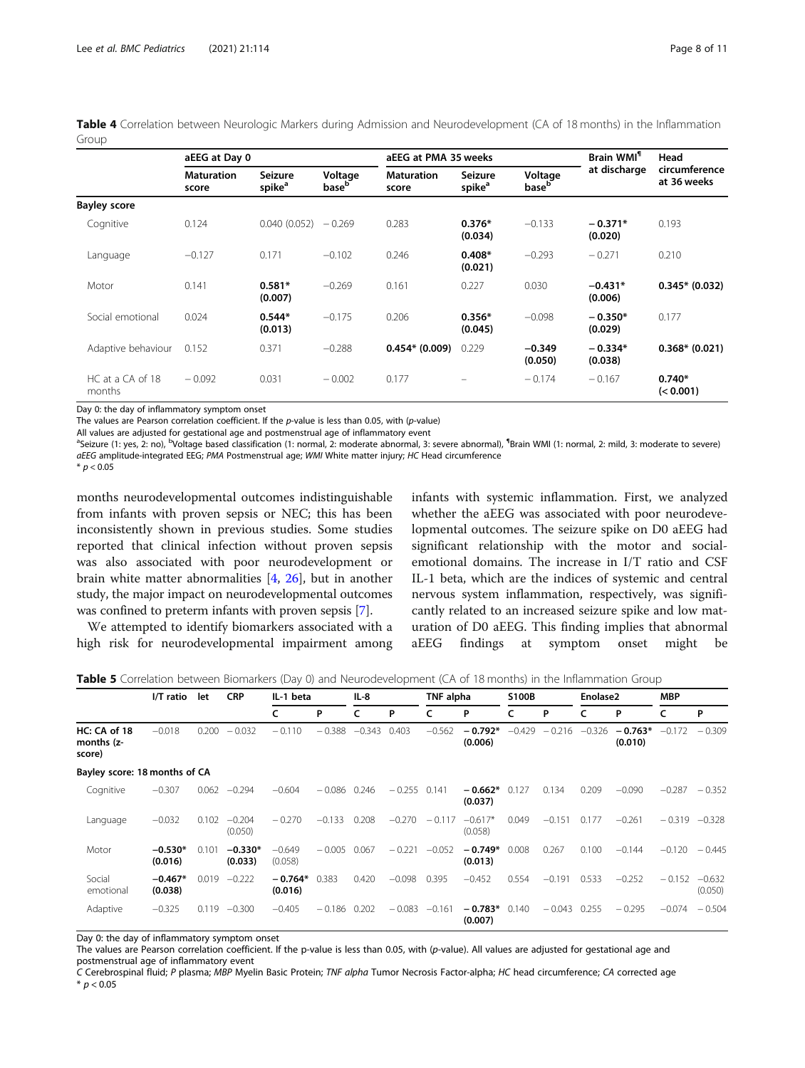**Table 4** Correlation between Neurologic Markers during Admission and Neurodevelopment (CA of 18 months) in the Inflammation Group

| | aEEG at Day 0 | | | aEEG at PMA 35 weeks | | | Brain WMI[¶] at discharge | Head circumference at 36 weeks |
|---|---|---|---|---|---|---|---|---|
| | Maturation score | Seizure spike[a] | Voltage base[b] | Maturation score | Seizure spike[a] | Voltage base[b] | | |
| **Bayley score** | | | | | | | | |
| Cognitive | 0.124 | 0.040 (0.052) | − 0.269 | 0.283 | **0.376* (0.034)** | −0.133 | **− 0.371* (0.020)** | 0.193 |
| Language | −0.127 | 0.171 | −0.102 | 0.246 | **0.408* (0.021)** | −0.293 | − 0.271 | 0.210 |
| Motor | 0.141 | **0.581* (0.007)** | −0.269 | 0.161 | 0.227 | 0.030 | **−0.431* (0.006)** | **0.345* (0.032)** |
| Social emotional | 0.024 | **0.544* (0.013)** | −0.175 | 0.206 | **0.356* (0.045)** | −0.098 | **− 0.350* (0.029)** | 0.177 |
| Adaptive behaviour | 0.152 | 0.371 | −0.288 | **0.454* (0.009)** | 0.229 | **−0.349 (0.050)** | **− 0.334* (0.038)** | **0.368* (0.021)** |
| HC at a CA of 18 months | − 0.092 | 0.031 | − 0.002 | 0.177 | – | − 0.174 | − 0.167 | **0.740* (< 0.001)** |

Day 0: the day of inflammatory symptom onset
The values are Pearson correlation coefficient. If the *p*-value is less than 0.05, with (*p*-value)
All values are adjusted for gestational age and postmenstrual age of inflammatory event
[a]Seizure (1: yes, 2: no), [b]Voltage based classification (1: normal, 2: moderate abnormal, 3: severe abnormal), [¶]Brain WMI (1: normal, 2: mild, 3: moderate to severe)
*aEEG* amplitude-integrated EEG; *PMA* Postmenstrual age; *WMI* White matter injury; *HC* Head circumference
* $p < 0.05$

months neurodevelopmental outcomes indistinguishable from infants with proven sepsis or NEC; this has been inconsistently shown in previous studies. Some studies reported that clinical infection without proven sepsis was also associated with poor neurodevelopment or brain white matter abnormalities [4, 26], but in another study, the major impact on neurodevelopmental outcomes was confined to preterm infants with proven sepsis [7].

We attempted to identify biomarkers associated with a high risk for neurodevelopmental impairment among infants with systemic inflammation. First, we analyzed whether the aEEG was associated with poor neurodevelopmental outcomes. The seizure spike on D0 aEEG had significant relationship with the motor and social-emotional domains. The increase in I/T ratio and CSF IL-1 beta, which are the indices of systemic and central nervous system inflammation, respectively, was significantly related to an increased seizure spike and low maturation of D0 aEEG. This finding implies that abnormal aEEG findings at symptom onset might be

**Table 5** Correlation between Biomarkers (Day 0) and Neurodevelopment (CA of 18 months) in the Inflammation Group

| | I/T ratio | let | CRP | IL-1 beta | | IL-8 | | TNF alpha | | S100B | | Enolase2 | | MBP | |
|---|---|---|---|---|---|---|---|---|---|---|---|---|---|---|---|
| | | | | C | P | C | P | C | P | C | P | C | P | C | P |
| **HC: CA of 18 months (z-score)** | −0.018 | 0.200 | − 0.032 | − 0.110 | − 0.388 | −0.343 | 0.403 | −0.562 | **− 0.792* (0.006)** | −0.429 | − 0.216 | −0.326 | **− 0.763* (0.010)** | −0.172 | − 0.309 |
| **Bayley score: 18 months of CA** | | | | | | | | | | | | | | | |
| Cognitive | −0.307 | 0.062 | −0.294 | −0.604 | − 0.086 | 0.246 | − 0.255 | 0.141 | **− 0.662* (0.037)** | 0.127 | 0.134 | 0.209 | −0.090 | −0.287 | − 0.352 |
| Language | −0.032 | 0.102 | −0.204 (0.050) | − 0.270 | −0.133 | 0.208 | −0.270 | − 0.117 | −0.617* (0.058) | 0.049 | −0.151 | 0.177 | −0.261 | − 0.319 | −0.328 |
| Motor | **−0.530* (0.016)** | 0.101 | **−0.330* (0.033)** | −0.649 (0.058) | − 0.005 | 0.067 | − 0.221 | −0.052 | **− 0.749* (0.013)** | 0.008 | 0.267 | 0.100 | −0.144 | −0.120 | − 0.445 |
| Social emotional | **−0.467* (0.038)** | 0.019 | −0.222 | **− 0.764* (0.016)** | 0.383 | 0.420 | −0.098 | 0.395 | −0.452 | 0.554 | −0.191 | 0.533 | −0.252 | − 0.152 | −0.632 (0.050) |
| Adaptive | −0.325 | 0.119 | −0.300 | −0.405 | − 0.186 | 0.202 | − 0.083 | −0.161 | **− 0.783* (0.007)** | 0.140 | − 0.043 | 0.255 | − 0.295 | −0.074 | − 0.504 |

Day 0: the day of inflammatory symptom onset
The values are Pearson correlation coefficient. If the p-value is less than 0.05, with (*p*-value). All values are adjusted for gestational age and postmenstrual age of inflammatory event
*C* Cerebrospinal fluid; *P* plasma; *MBP* Myelin Basic Protein; *TNF alpha* Tumor Necrosis Factor-alpha; *HC* head circumference; *CA* corrected age
* $p < 0.05$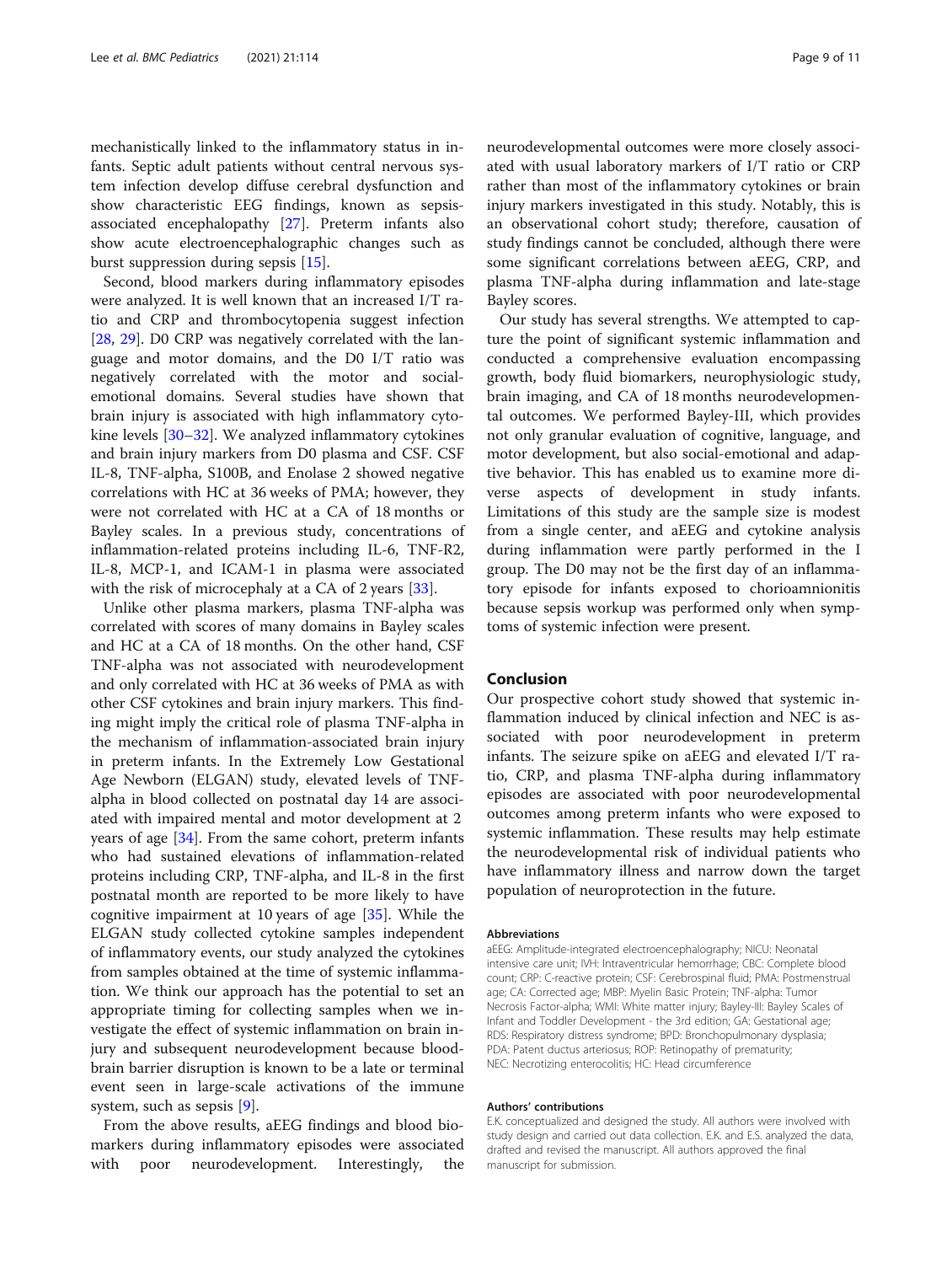mechanistically linked to the inflammatory status in infants. Septic adult patients without central nervous system infection develop diffuse cerebral dysfunction and show characteristic EEG findings, known as sepsis-associated encephalopathy [27]. Preterm infants also show acute electroencephalographic changes such as burst suppression during sepsis [15].

Second, blood markers during inflammatory episodes were analyzed. It is well known that an increased I/T ratio and CRP and thrombocytopenia suggest infection [28, 29]. D0 CRP was negatively correlated with the language and motor domains, and the D0 I/T ratio was negatively correlated with the motor and social-emotional domains. Several studies have shown that brain injury is associated with high inflammatory cytokine levels [30–32]. We analyzed inflammatory cytokines and brain injury markers from D0 plasma and CSF. CSF IL-8, TNF-alpha, S100B, and Enolase 2 showed negative correlations with HC at 36 weeks of PMA; however, they were not correlated with HC at a CA of 18 months or Bayley scales. In a previous study, concentrations of inflammation-related proteins including IL-6, TNF-R2, IL-8, MCP-1, and ICAM-1 in plasma were associated with the risk of microcephaly at a CA of 2 years [33].

Unlike other plasma markers, plasma TNF-alpha was correlated with scores of many domains in Bayley scales and HC at a CA of 18 months. On the other hand, CSF TNF-alpha was not associated with neurodevelopment and only correlated with HC at 36 weeks of PMA as with other CSF cytokines and brain injury markers. This finding might imply the critical role of plasma TNF-alpha in the mechanism of inflammation-associated brain injury in preterm infants. In the Extremely Low Gestational Age Newborn (ELGAN) study, elevated levels of TNF-alpha in blood collected on postnatal day 14 are associated with impaired mental and motor development at 2 years of age [34]. From the same cohort, preterm infants who had sustained elevations of inflammation-related proteins including CRP, TNF-alpha, and IL-8 in the first postnatal month are reported to be more likely to have cognitive impairment at 10 years of age [35]. While the ELGAN study collected cytokine samples independent of inflammatory events, our study analyzed the cytokines from samples obtained at the time of systemic inflammation. We think our approach has the potential to set an appropriate timing for collecting samples when we investigate the effect of systemic inflammation on brain injury and subsequent neurodevelopment because blood-brain barrier disruption is known to be a late or terminal event seen in large-scale activations of the immune system, such as sepsis [9].

From the above results, aEEG findings and blood biomarkers during inflammatory episodes were associated with poor neurodevelopment. Interestingly, the neurodevelopmental outcomes were more closely associated with usual laboratory markers of I/T ratio or CRP rather than most of the inflammatory cytokines or brain injury markers investigated in this study. Notably, this is an observational cohort study; therefore, causation of study findings cannot be concluded, although there were some significant correlations between aEEG, CRP, and plasma TNF-alpha during inflammation and late-stage Bayley scores.

Our study has several strengths. We attempted to capture the point of significant systemic inflammation and conducted a comprehensive evaluation encompassing growth, body fluid biomarkers, neurophysiologic study, brain imaging, and CA of 18 months neurodevelopmental outcomes. We performed Bayley-III, which provides not only granular evaluation of cognitive, language, and motor development, but also social-emotional and adaptive behavior. This has enabled us to examine more diverse aspects of development in study infants. Limitations of this study are the sample size is modest from a single center, and aEEG and cytokine analysis during inflammation were partly performed in the I group. The D0 may not be the first day of an inflammatory episode for infants exposed to chorioamnionitis because sepsis workup was performed only when symptoms of systemic infection were present.

## Conclusion

Our prospective cohort study showed that systemic inflammation induced by clinical infection and NEC is associated with poor neurodevelopment in preterm infants. The seizure spike on aEEG and elevated I/T ratio, CRP, and plasma TNF-alpha during inflammatory episodes are associated with poor neurodevelopmental outcomes among preterm infants who were exposed to systemic inflammation. These results may help estimate the neurodevelopmental risk of individual patients who have inflammatory illness and narrow down the target population of neuroprotection in the future.

#### Abbreviations

aEEG: Amplitude-integrated electroencephalography; NICU: Neonatal intensive care unit; IVH: Intraventricular hemorrhage; CBC: Complete blood count; CRP: C-reactive protein; CSF: Cerebrospinal fluid; PMA: Postmenstrual age; CA: Corrected age; MBP: Myelin Basic Protein; TNF-alpha: Tumor Necrosis Factor-alpha; WMI: White matter injury; Bayley-III: Bayley Scales of Infant and Toddler Development - the 3rd edition; GA: Gestational age; RDS: Respiratory distress syndrome; BPD: Bronchopulmonary dysplasia; PDA: Patent ductus arteriosus; ROP: Retinopathy of prematurity; NEC: Necrotizing enterocolitis; HC: Head circumference

#### Authors' contributions

E.K. conceptualized and designed the study. All authors were involved with study design and carried out data collection. E.K. and E.S. analyzed the data, drafted and revised the manuscript. All authors approved the final manuscript for submission.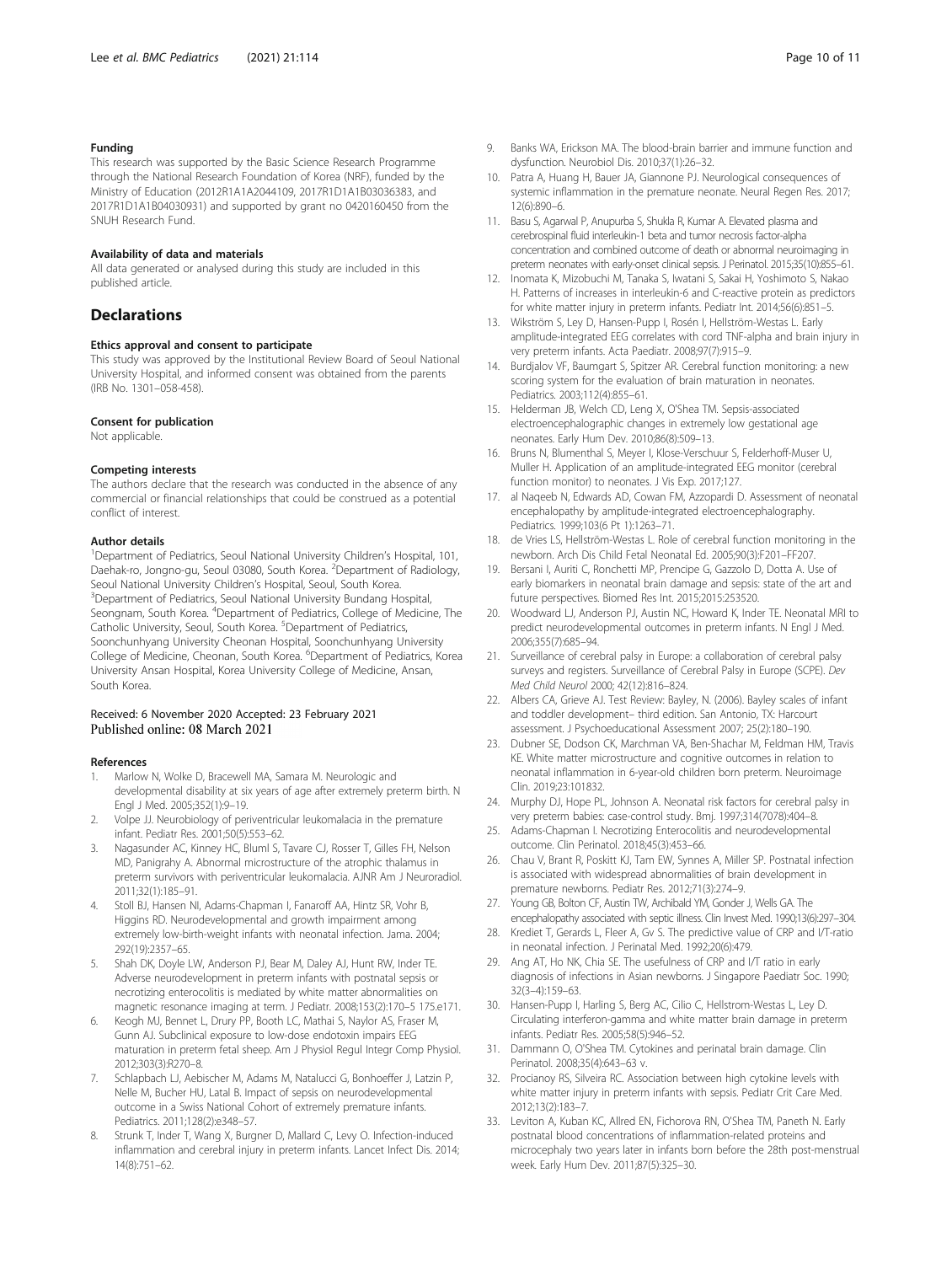#### Funding

This research was supported by the Basic Science Research Programme through the National Research Foundation of Korea (NRF), funded by the Ministry of Education (2012R1A1A2044109, 2017R1D1A1B03036383, and 2017R1D1A1B04030931) and supported by grant no 0420160450 from the SNUH Research Fund.

#### Availability of data and materials

All data generated or analysed during this study are included in this published article.

## Declarations

#### Ethics approval and consent to participate

This study was approved by the Institutional Review Board of Seoul National University Hospital, and informed consent was obtained from the parents (IRB No. 1301–058-458).

#### Consent for publication

Not applicable.

#### Competing interests

The authors declare that the research was conducted in the absence of any commercial or financial relationships that could be construed as a potential conflict of interest.

#### Author details

[1]Department of Pediatrics, Seoul National University Children's Hospital, 101, Daehak-ro, Jongno-gu, Seoul 03080, South Korea. [2]Department of Radiology, Seoul National University Children's Hospital, Seoul, South Korea. [3]Department of Pediatrics, Seoul National University Bundang Hospital, Seongnam, South Korea. [4]Department of Pediatrics, College of Medicine, The Catholic University, Seoul, South Korea. [5]Department of Pediatrics, Soonchunhyang University Cheonan Hospital, Soonchunhyang University College of Medicine, Cheonan, South Korea. [6]Department of Pediatrics, Korea University Ansan Hospital, Korea University College of Medicine, Ansan, South Korea.

Received: 6 November 2020 Accepted: 23 February 2021
Published online: 08 March 2021

#### References

1. Marlow N, Wolke D, Bracewell MA, Samara M. Neurologic and developmental disability at six years of age after extremely preterm birth. N Engl J Med. 2005;352(1):9–19.
2. Volpe JJ. Neurobiology of periventricular leukomalacia in the premature infant. Pediatr Res. 2001;50(5):553–62.
3. Nagasunder AC, Kinney HC, Bluml S, Tavare CJ, Rosser T, Gilles FH, Nelson MD, Panigrahy A. Abnormal microstructure of the atrophic thalamus in preterm survivors with periventricular leukomalacia. AJNR Am J Neuroradiol. 2011;32(1):185–91.
4. Stoll BJ, Hansen NI, Adams-Chapman I, Fanaroff AA, Hintz SR, Vohr B, Higgins RD. Neurodevelopmental and growth impairment among extremely low-birth-weight infants with neonatal infection. Jama. 2004; 292(19):2357–65.
5. Shah DK, Doyle LW, Anderson PJ, Bear M, Daley AJ, Hunt RW, Inder TE. Adverse neurodevelopment in preterm infants with postnatal sepsis or necrotizing enterocolitis is mediated by white matter abnormalities on magnetic resonance imaging at term. J Pediatr. 2008;153(2):170–5 175.e171.
6. Keogh MJ, Bennet L, Drury PP, Booth LC, Mathai S, Naylor AS, Fraser M, Gunn AJ. Subclinical exposure to low-dose endotoxin impairs EEG maturation in preterm fetal sheep. Am J Physiol Regul Integr Comp Physiol. 2012;303(3):R270–8.
7. Schlapbach LJ, Aebischer M, Adams M, Natalucci G, Bonhoeffer J, Latzin P, Nelle M, Bucher HU, Latal B. Impact of sepsis on neurodevelopmental outcome in a Swiss National Cohort of extremely premature infants. Pediatrics. 2011;128(2):e348–57.
8. Strunk T, Inder T, Wang X, Burgner D, Mallard C, Levy O. Infection-induced inflammation and cerebral injury in preterm infants. Lancet Infect Dis. 2014; 14(8):751–62.
9. Banks WA, Erickson MA. The blood-brain barrier and immune function and dysfunction. Neurobiol Dis. 2010;37(1):26–32.
10. Patra A, Huang H, Bauer JA, Giannone PJ. Neurological consequences of systemic inflammation in the premature neonate. Neural Regen Res. 2017; 12(6):890–6.
11. Basu S, Agarwal P, Anupurba S, Shukla R, Kumar A. Elevated plasma and cerebrospinal fluid interleukin-1 beta and tumor necrosis factor-alpha concentration and combined outcome of death or abnormal neuroimaging in preterm neonates with early-onset clinical sepsis. J Perinatol. 2015;35(10):855–61.
12. Inomata K, Mizobuchi M, Tanaka S, Iwatani S, Sakai H, Yoshimoto S, Nakao H. Patterns of increases in interleukin-6 and C-reactive protein as predictors for white matter injury in preterm infants. Pediatr Int. 2014;56(6):851–5.
13. Wikström S, Ley D, Hansen-Pupp I, Rosén I, Hellström-Westas L. Early amplitude-integrated EEG correlates with cord TNF-alpha and brain injury in very preterm infants. Acta Paediatr. 2008;97(7):915–9.
14. Burdjalov VF, Baumgart S, Spitzer AR. Cerebral function monitoring: a new scoring system for the evaluation of brain maturation in neonates. Pediatrics. 2003;112(4):855–61.
15. Helderman JB, Welch CD, Leng X, O'Shea TM. Sepsis-associated electroencephalographic changes in extremely low gestational age neonates. Early Hum Dev. 2010;86(8):509–13.
16. Bruns N, Blumenthal S, Meyer I, Klose-Verschuur S, Felderhoff-Muser U, Muller H. Application of an amplitude-integrated EEG monitor (cerebral function monitor) to neonates. J Vis Exp. 2017;127.
17. al Naqeeb N, Edwards AD, Cowan FM, Azzopardi D. Assessment of neonatal encephalopathy by amplitude-integrated electroencephalography. Pediatrics. 1999;103(6 Pt 1):1263–71.
18. de Vries LS, Hellström-Westas L. Role of cerebral function monitoring in the newborn. Arch Dis Child Fetal Neonatal Ed. 2005;90(3):F201–FF207.
19. Bersani I, Auriti C, Ronchetti MP, Prencipe G, Gazzolo D, Dotta A. Use of early biomarkers in neonatal brain damage and sepsis: state of the art and future perspectives. Biomed Res Int. 2015;2015:253520.
20. Woodward LJ, Anderson PJ, Austin NC, Howard K, Inder TE. Neonatal MRI to predict neurodevelopmental outcomes in preterm infants. N Engl J Med. 2006;355(7):685–94.
21. Surveillance of cerebral palsy in Europe: a collaboration of cerebral palsy surveys and registers. Surveillance of Cerebral Palsy in Europe (SCPE). *Dev Med Child Neurol* 2000; 42(12):816–824.
22. Albers CA, Grieve AJ. Test Review: Bayley, N. (2006). Bayley scales of infant and toddler development– third edition. San Antonio, TX: Harcourt assessment. J Psychoeducational Assessment 2007; 25(2):180–190.
23. Dubner SE, Dodson CK, Marchman VA, Ben-Shachar M, Feldman HM, Travis KE. White matter microstructure and cognitive outcomes in relation to neonatal inflammation in 6-year-old children born preterm. Neuroimage Clin. 2019;23:101832.
24. Murphy DJ, Hope PL, Johnson A. Neonatal risk factors for cerebral palsy in very preterm babies: case-control study. Bmj. 1997;314(7078):404–8.
25. Adams-Chapman I. Necrotizing Enterocolitis and neurodevelopmental outcome. Clin Perinatol. 2018;45(3):453–66.
26. Chau V, Brant R, Poskitt KJ, Tam EW, Synnes A, Miller SP. Postnatal infection is associated with widespread abnormalities of brain development in premature newborns. Pediatr Res. 2012;71(3):274–9.
27. Young GB, Bolton CF, Austin TW, Archibald YM, Gonder J, Wells GA. The encephalopathy associated with septic illness. Clin Invest Med. 1990;13(6):297–304.
28. Krediet T, Gerards L, Fleer A, Gv S. The predictive value of CRP and I/T-ratio in neonatal infection. J Perinatal Med. 1992;20(6):479.
29. Ang AT, Ho NK, Chia SE. The usefulness of CRP and I/T ratio in early diagnosis of infections in Asian newborns. J Singapore Paediatr Soc. 1990; 32(3–4):159–63.
30. Hansen-Pupp I, Harling S, Berg AC, Cilio C, Hellstrom-Westas L, Ley D. Circulating interferon-gamma and white matter brain damage in preterm infants. Pediatr Res. 2005;58(5):946–52.
31. Dammann O, O'Shea TM. Cytokines and perinatal brain damage. Clin Perinatol. 2008;35(4):643–63 v.
32. Procianoy RS, Silveira RC. Association between high cytokine levels with white matter injury in preterm infants with sepsis. Pediatr Crit Care Med. 2012;13(2):183–7.
33. Leviton A, Kuban KC, Allred EN, Fichorova RN, O'Shea TM, Paneth N. Early postnatal blood concentrations of inflammation-related proteins and microcephaly two years later in infants born before the 28th post-menstrual week. Early Hum Dev. 2011;87(5):325–30.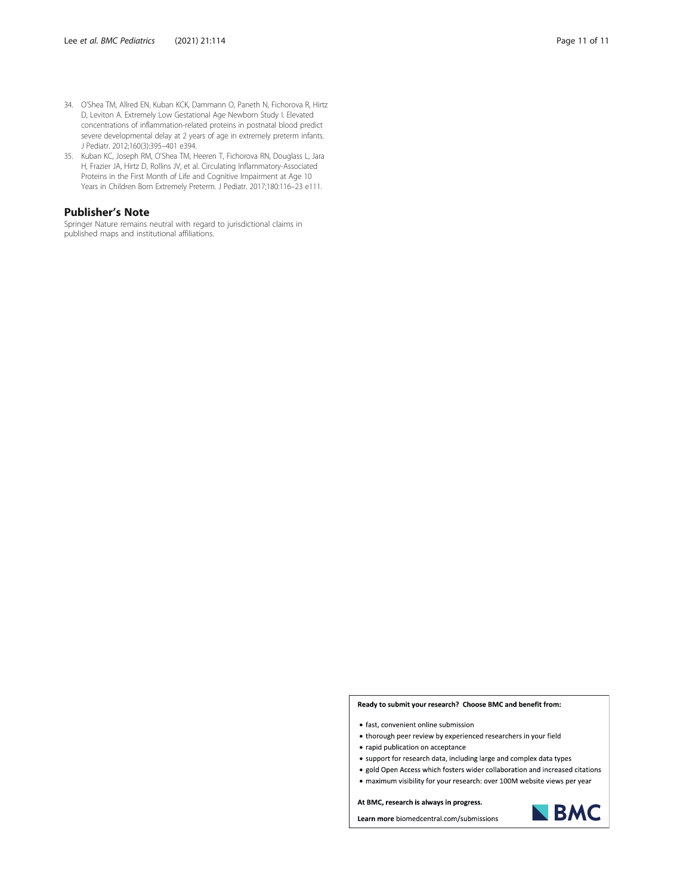34. O'Shea TM, Allred EN, Kuban KCK, Dammann O, Paneth N, Fichorova R, Hirtz D, Leviton A. Extremely Low Gestational Age Newborn Study I. Elevated concentrations of inflammation-related proteins in postnatal blood predict severe developmental delay at 2 years of age in extremely preterm infants. J Pediatr. 2012;160(3):395–401 e394.
35. Kuban KC, Joseph RM, O'Shea TM, Heeren T, Fichorova RN, Douglass L, Jara H, Frazier JA, Hirtz D, Rollins JV, et al. Circulating Inflammatory-Associated Proteins in the First Month of Life and Cognitive Impairment at Age 10 Years in Children Born Extremely Preterm. J Pediatr. 2017;180:116–23 e111.

## Publisher's Note

Springer Nature remains neutral with regard to jurisdictional claims in published maps and institutional affiliations.

**Ready to submit your research? Choose BMC and benefit from:**

- fast, convenient online submission
- thorough peer review by experienced researchers in your field
- rapid publication on acceptance
- support for research data, including large and complex data types
- gold Open Access which fosters wider collaboration and increased citations
- maximum visibility for your research: over 100M website views per year

**At BMC, research is always in progress.**

**Learn more** biomedcentral.com/submissions

BMC